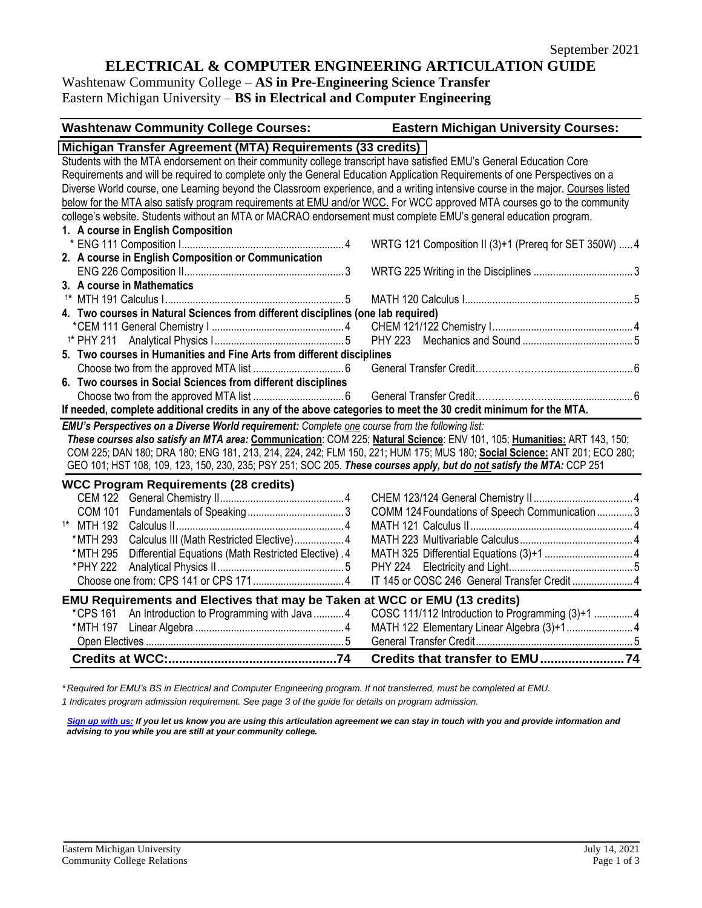September 2021

# ELECTRICAL & COMPUTER ENGINEERING ARTICULATION GUIDE

Washtenaw Community College – **AS in Pre-Engineering Science Transfer**
Eastern Michigan University – **BS in Electrical and Computer Engineering**

| Washtenaw Community College Courses: | Eastern Michigan University Courses: |
|---|---|
| **Michigan Transfer Agreement (MTA) Requirements (33 credits)** | |

Students with the MTA endorsement on their community college transcript have satisfied EMU's General Education Core Requirements and will be required to complete only the General Education Application Requirements of one Perspectives on a Diverse World course, one Learning beyond the Classroom experience, and a writing intensive course in the major. Courses listed below for the MTA also satisfy program requirements at EMU and/or WCC. For WCC approved MTA courses go to the community college's website. Students without an MTA or MACRAO endorsement must complete EMU's general education program.

| Washtenaw Community College Courses | | Eastern Michigan University Courses | |
|---|---|---|---|
| **1. A course in English Composition** | | | |
| * ENG 111 Composition I | 4 | WRTG 121 Composition II (3)+1 (Prereq for SET 350W) | 4 |
| **2. A course in English Composition or Communication** | | | |
| ENG 226 Composition II | 3 | WRTG 225 Writing in the Disciplines | 3 |
| **3. A course in Mathematics** | | | |
| 1* MTH 191 Calculus I | 5 | MATH 120 Calculus I | 5 |
| **4. Two courses in Natural Sciences from different disciplines (one lab required)** | | | |
| *CEM 111 General Chemistry I | 4 | CHEM 121/122 Chemistry I | 4 |
| 1* PHY 211 Analytical Physics I | 5 | PHY 223 Mechanics and Sound | 5 |
| **5. Two courses in Humanities and Fine Arts from different disciplines** | | | |
| Choose two from the approved MTA list | 6 | General Transfer Credit | 6 |
| **6. Two courses in Social Sciences from different disciplines** | | | |
| Choose two from the approved MTA list | 6 | General Transfer Credit | 6 |

**If needed, complete additional credits in any of the above categories to meet the 30 credit minimum for the MTA.**

***EMU's Perspectives on a Diverse World requirement:*** *Complete one course from the following list:*
***These courses also satisfy an MTA area:*** **Communication**: COM 225; **Natural Science**: ENV 101, 105; **Humanities:** ART 143, 150; COM 225; DAN 180; DRA 180; ENG 181, 213, 214, 224, 242; FLM 150, 221; HUM 175; MUS 180; **Social Science:** ANT 201; ECO 280; GEO 101; HST 108, 109, 123, 150, 230, 235; PSY 251; SOC 205. ***These courses apply, but do not satisfy the MTA:*** CCP 251

| **WCC Program Requirements (28 credits)** | | | |
|---|---|---|---|
| CEM 122 General Chemistry II | 4 | CHEM 123/124 General Chemistry II | 4 |
| COM 101 Fundamentals of Speaking | 3 | COMM 124 Foundations of Speech Communication | 3 |
| 1* MTH 192 Calculus II | 4 | MATH 121 Calculus II | 4 |
| *MTH 293 Calculus III (Math Restricted Elective) | 4 | MATH 223 Multivariable Calculus | 4 |
| *MTH 295 Differential Equations (Math Restricted Elective) | 4 | MATH 325 Differential Equations (3)+1 | 4 |
| *PHY 222 Analytical Physics II | 5 | PHY 224 Electricity and Light | 5 |
| Choose one from: CPS 141 or CPS 171 | 4 | IT 145 or COSC 246 General Transfer Credit | 4 |
| **EMU Requirements and Electives that may be Taken at WCC or EMU (13 credits)** | | | |
| *CPS 161 An Introduction to Programming with Java | 4 | COSC 111/112 Introduction to Programming (3)+1 | 4 |
| *MTH 197 Linear Algebra | 4 | MATH 122 Elementary Linear Algebra (3)+1 | 4 |
| Open Electives | 5 | General Transfer Credit | 5 |
| **Credits at WCC:** | **74** | **Credits that transfer to EMU** | **74** |

*\*Required for EMU's BS in Electrical and Computer Engineering program. If not transferred, must be completed at EMU.*
*1 Indicates program admission requirement. See page 3 of the guide for details on program admission.*

***Sign up with us:*** ***If you let us know you are using this articulation agreement we can stay in touch with you and provide information and advising to you while you are still at your community college.***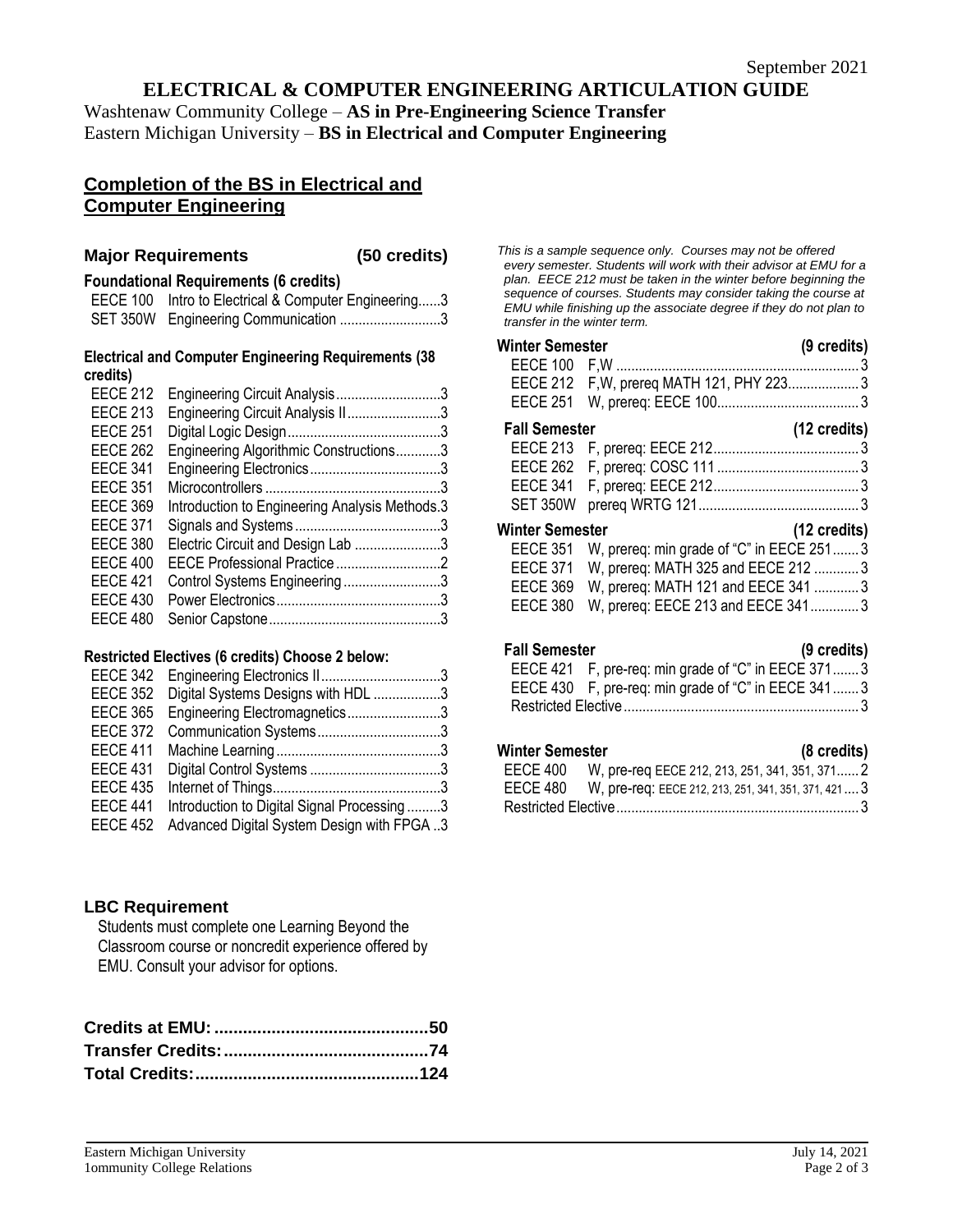# ELECTRICAL & COMPUTER ENGINEERING ARTICULATION GUIDE

Washtenaw Community College – **AS in Pre-Engineering Science Transfer**
Eastern Michigan University – **BS in Electrical and Computer Engineering**

## Completion of the BS in Electrical and Computer Engineering

### Major Requirements (50 credits)

**Foundational Requirements (6 credits)**

| Course | Title | Credits |
|---|---|---|
| EECE 100 | Intro to Electrical & Computer Engineering | 3 |
| SET 350W | Engineering Communication | 3 |

**Electrical and Computer Engineering Requirements (38 credits)**

| Course | Title | Credits |
|---|---|---|
| EECE 212 | Engineering Circuit Analysis | 3 |
| EECE 213 | Engineering Circuit Analysis II | 3 |
| EECE 251 | Digital Logic Design | 3 |
| EECE 262 | Engineering Algorithmic Constructions | 3 |
| EECE 341 | Engineering Electronics | 3 |
| EECE 351 | Microcontrollers | 3 |
| EECE 369 | Introduction to Engineering Analysis Methods | 3 |
| EECE 371 | Signals and Systems | 3 |
| EECE 380 | Electric Circuit and Design Lab | 3 |
| EECE 400 | EECE Professional Practice | 2 |
| EECE 421 | Control Systems Engineering | 3 |
| EECE 430 | Power Electronics | 3 |
| EECE 480 | Senior Capstone | 3 |

**Restricted Electives (6 credits) Choose 2 below:**

| Course | Title | Credits |
|---|---|---|
| EECE 342 | Engineering Electronics II | 3 |
| EECE 352 | Digital Systems Designs with HDL | 3 |
| EECE 365 | Engineering Electromagnetics | 3 |
| EECE 372 | Communication Systems | 3 |
| EECE 411 | Machine Learning | 3 |
| EECE 431 | Digital Control Systems | 3 |
| EECE 435 | Internet of Things | 3 |
| EECE 441 | Introduction to Digital Signal Processing | 3 |
| EECE 452 | Advanced Digital System Design with FPGA | 3 |

### LBC Requirement

Students must complete one Learning Beyond the Classroom course or noncredit experience offered by EMU. Consult your advisor for options.

**Credits at EMU: 50**
**Transfer Credits: 74**
**Total Credits: 124**

*This is a sample sequence only. Courses may not be offered every semester. Students will work with their advisor at EMU for a plan. EECE 212 must be taken in the winter before beginning the sequence of courses. Students may consider taking the course at EMU while finishing up the associate degree if they do not plan to transfer in the winter term.*

**Winter Semester (9 credits)**

| Course | Notes | Credits |
|---|---|---|
| EECE 100 | F,W | 3 |
| EECE 212 | F,W, prereq MATH 121, PHY 223 | 3 |
| EECE 251 | W, prereq: EECE 100 | 3 |

**Fall Semester (12 credits)**

| Course | Notes | Credits |
|---|---|---|
| EECE 213 | F, prereq: EECE 212 | 3 |
| EECE 262 | F, prereq: COSC 111 | 3 |
| EECE 341 | F, prereq: EECE 212 | 3 |
| SET 350W | prereq WRTG 121 | 3 |

**Winter Semester (12 credits)**

| Course | Notes | Credits |
|---|---|---|
| EECE 351 | W, prereq: min grade of "C" in EECE 251 | 3 |
| EECE 371 | W, prereq: MATH 325 and EECE 212 | 3 |
| EECE 369 | W, prereq: MATH 121 and EECE 341 | 3 |
| EECE 380 | W, prereq: EECE 213 and EECE 341 | 3 |

**Fall Semester (9 credits)**

| Course | Notes | Credits |
|---|---|---|
| EECE 421 | F, pre-req: min grade of "C" in EECE 371 | 3 |
| EECE 430 | F, pre-req: min grade of "C" in EECE 341 | 3 |
| Restricted Elective | | 3 |

**Winter Semester (8 credits)**

| Course | Notes | Credits |
|---|---|---|
| EECE 400 | W, pre-req EECE 212, 213, 251, 341, 351, 371 | 2 |
| EECE 480 | W, pre-req: EECE 212, 213, 251, 341, 351, 371, 421 | 3 |
| Restricted Elective | | 3 |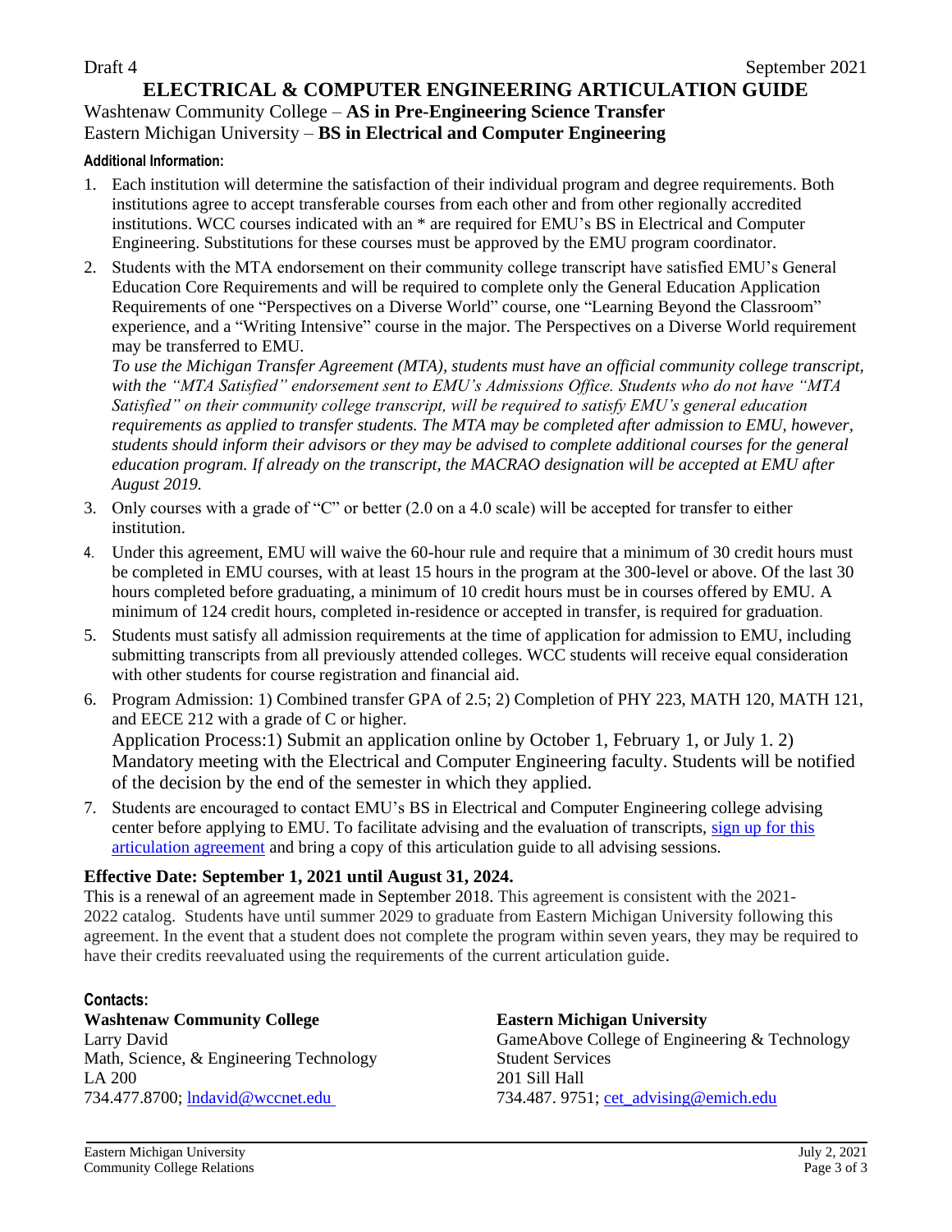Draft 4 September 2021

# ELECTRICAL & COMPUTER ENGINEERING ARTICULATION GUIDE

Washtenaw Community College – **AS in Pre-Engineering Science Transfer**
Eastern Michigan University – **BS in Electrical and Computer Engineering**

**Additional Information:**

1. Each institution will determine the satisfaction of their individual program and degree requirements. Both institutions agree to accept transferable courses from each other and from other regionally accredited institutions. WCC courses indicated with an * are required for EMU's BS in Electrical and Computer Engineering. Substitutions for these courses must be approved by the EMU program coordinator.
2. Students with the MTA endorsement on their community college transcript have satisfied EMU's General Education Core Requirements and will be required to complete only the General Education Application Requirements of one "Perspectives on a Diverse World" course, one "Learning Beyond the Classroom" experience, and a "Writing Intensive" course in the major. The Perspectives on a Diverse World requirement may be transferred to EMU.
*To use the Michigan Transfer Agreement (MTA), students must have an official community college transcript, with the "MTA Satisfied" endorsement sent to EMU's Admissions Office. Students who do not have "MTA Satisfied" on their community college transcript, will be required to satisfy EMU's general education requirements as applied to transfer students. The MTA may be completed after admission to EMU, however, students should inform their advisors or they may be advised to complete additional courses for the general education program. If already on the transcript, the MACRAO designation will be accepted at EMU after August 2019.*
3. Only courses with a grade of "C" or better (2.0 on a 4.0 scale) will be accepted for transfer to either institution.
4. Under this agreement, EMU will waive the 60-hour rule and require that a minimum of 30 credit hours must be completed in EMU courses, with at least 15 hours in the program at the 300-level or above. Of the last 30 hours completed before graduating, a minimum of 10 credit hours must be in courses offered by EMU. A minimum of 124 credit hours, completed in-residence or accepted in transfer, is required for graduation.
5. Students must satisfy all admission requirements at the time of application for admission to EMU, including submitting transcripts from all previously attended colleges. WCC students will receive equal consideration with other students for course registration and financial aid.
6. Program Admission: 1) Combined transfer GPA of 2.5; 2) Completion of PHY 223, MATH 120, MATH 121, and EECE 212 with a grade of C or higher.
Application Process:1) Submit an application online by October 1, February 1, or July 1. 2) Mandatory meeting with the Electrical and Computer Engineering faculty. Students will be notified of the decision by the end of the semester in which they applied.
7. Students are encouraged to contact EMU's BS in Electrical and Computer Engineering college advising center before applying to EMU. To facilitate advising and the evaluation of transcripts, [sign up for this articulation agreement] and bring a copy of this articulation guide to all advising sessions.

**Effective Date: September 1, 2021 until August 31, 2024.**

This is a renewal of an agreement made in September 2018. This agreement is consistent with the 2021-2022 catalog. Students have until summer 2029 to graduate from Eastern Michigan University following this agreement. In the event that a student does not complete the program within seven years, they may be required to have their credits reevaluated using the requirements of the current articulation guide.

**Contacts:**

**Washtenaw Community College**
Larry David
Math, Science, & Engineering Technology
LA 200
734.477.8700; lndavid@wccnet.edu

**Eastern Michigan University**
GameAbove College of Engineering & Technology
Student Services
201 Sill Hall
734.487. 9751; cet_advising@emich.edu